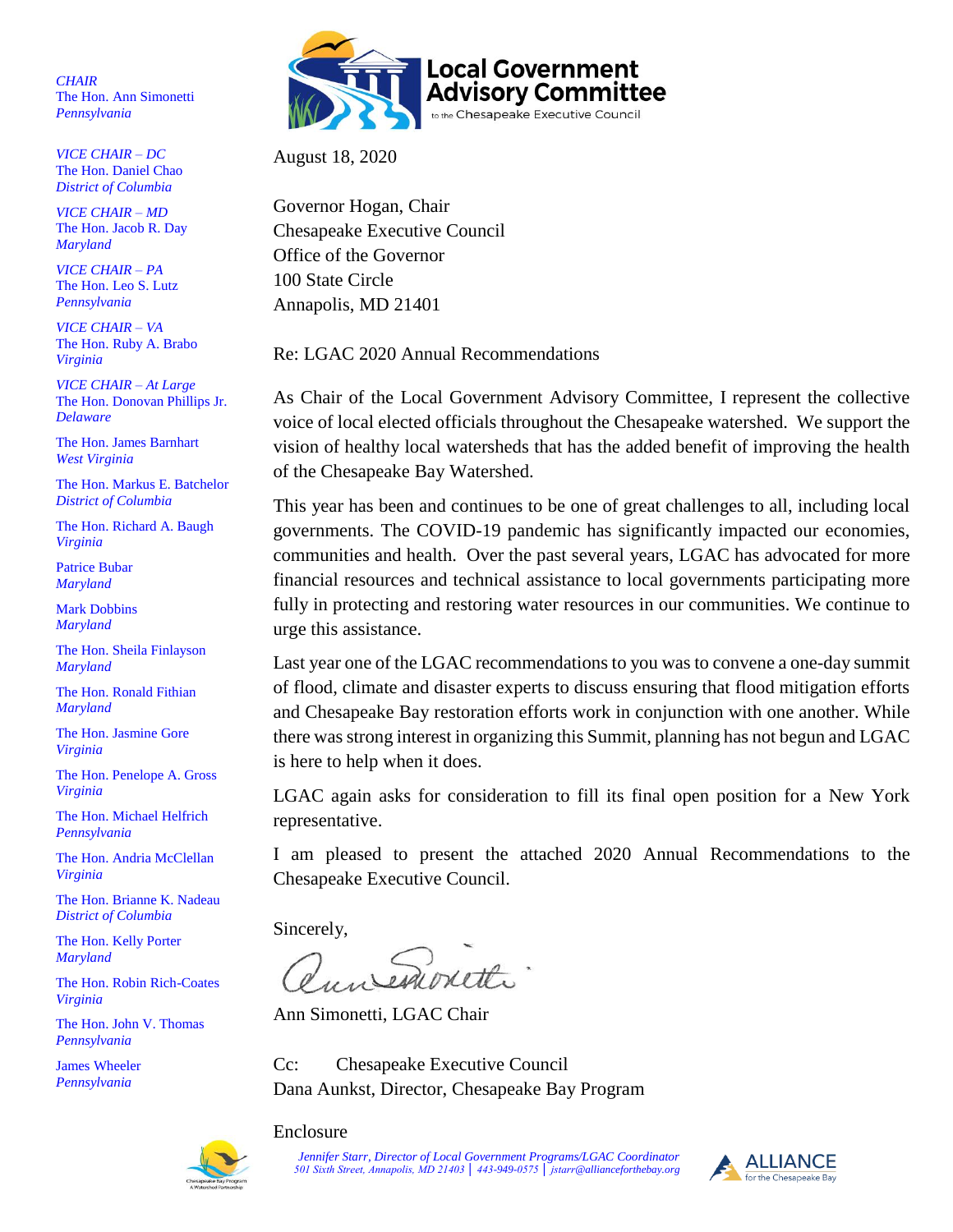**Local Government Advisory Committee** to the Chesapeake Executive Council

*CHAIR*
The Hon. Ann Simonetti
*Pennsylvania*

*VICE CHAIR – DC*
The Hon. Daniel Chao
*District of Columbia*

*VICE CHAIR – MD*
The Hon. Jacob R. Day
*Maryland*

*VICE CHAIR – PA*
The Hon. Leo S. Lutz
*Pennsylvania*

*VICE CHAIR – VA*
The Hon. Ruby A. Brabo
*Virginia*

*VICE CHAIR – At Large*
The Hon. Donovan Phillips Jr.
*Delaware*

The Hon. James Barnhart
*West Virginia*

The Hon. Markus E. Batchelor
*District of Columbia*

The Hon. Richard A. Baugh
*Virginia*

Patrice Bubar
*Maryland*

Mark Dobbins
*Maryland*

The Hon. Sheila Finlayson
*Maryland*

The Hon. Ronald Fithian
*Maryland*

The Hon. Jasmine Gore
*Virginia*

The Hon. Penelope A. Gross
*Virginia*

The Hon. Michael Helfrich
*Pennsylvania*

The Hon. Andria McClellan
*Virginia*

The Hon. Brianne K. Nadeau
*District of Columbia*

The Hon. Kelly Porter
*Maryland*

The Hon. Robin Rich-Coates
*Virginia*

The Hon. John V. Thomas
*Pennsylvania*

James Wheeler
*Pennsylvania*

August 18, 2020

Governor Hogan, Chair
Chesapeake Executive Council
Office of the Governor
100 State Circle
Annapolis, MD 21401

Re: LGAC 2020 Annual Recommendations

As Chair of the Local Government Advisory Committee, I represent the collective voice of local elected officials throughout the Chesapeake watershed. We support the vision of healthy local watersheds that has the added benefit of improving the health of the Chesapeake Bay Watershed.

This year has been and continues to be one of great challenges to all, including local governments. The COVID-19 pandemic has significantly impacted our economies, communities and health. Over the past several years, LGAC has advocated for more financial resources and technical assistance to local governments participating more fully in protecting and restoring water resources in our communities. We continue to urge this assistance.

Last year one of the LGAC recommendations to you was to convene a one-day summit of flood, climate and disaster experts to discuss ensuring that flood mitigation efforts and Chesapeake Bay restoration efforts work in conjunction with one another. While there was strong interest in organizing this Summit, planning has not begun and LGAC is here to help when it does.

LGAC again asks for consideration to fill its final open position for a New York representative.

I am pleased to present the attached 2020 Annual Recommendations to the Chesapeake Executive Council.

Sincerely,

Ann Simonetti, LGAC Chair

Cc: Chesapeake Executive Council
Dana Aunkst, Director, Chesapeake Bay Program

Enclosure

*Jennifer Starr, Director of Local Government Programs/LGAC Coordinator*
*501 Sixth Street, Annapolis, MD 21403 | 443-949-0575 | jstarr@allianceforthebay.org*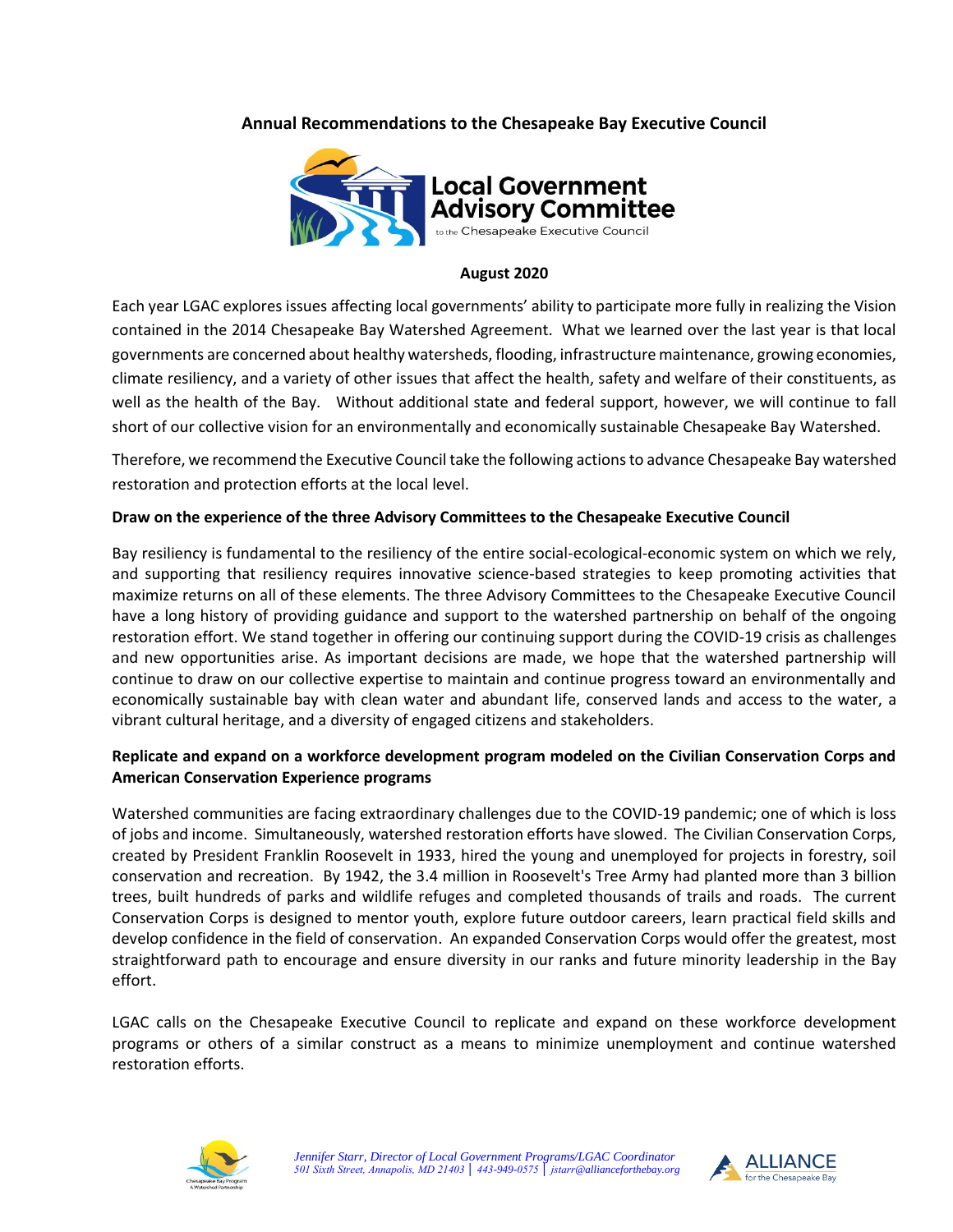**Annual Recommendations to the Chesapeake Bay Executive Council**

Local Government Advisory Committee to the Chesapeake Executive Council

**August 2020**

Each year LGAC explores issues affecting local governments' ability to participate more fully in realizing the Vision contained in the 2014 Chesapeake Bay Watershed Agreement. What we learned over the last year is that local governments are concerned about healthy watersheds, flooding, infrastructure maintenance, growing economies, climate resiliency, and a variety of other issues that affect the health, safety and welfare of their constituents, as well as the health of the Bay. Without additional state and federal support, however, we will continue to fall short of our collective vision for an environmentally and economically sustainable Chesapeake Bay Watershed.

Therefore, we recommend the Executive Council take the following actions to advance Chesapeake Bay watershed restoration and protection efforts at the local level.

**Draw on the experience of the three Advisory Committees to the Chesapeake Executive Council**

Bay resiliency is fundamental to the resiliency of the entire social-ecological-economic system on which we rely, and supporting that resiliency requires innovative science-based strategies to keep promoting activities that maximize returns on all of these elements. The three Advisory Committees to the Chesapeake Executive Council have a long history of providing guidance and support to the watershed partnership on behalf of the ongoing restoration effort. We stand together in offering our continuing support during the COVID-19 crisis as challenges and new opportunities arise. As important decisions are made, we hope that the watershed partnership will continue to draw on our collective expertise to maintain and continue progress toward an environmentally and economically sustainable bay with clean water and abundant life, conserved lands and access to the water, a vibrant cultural heritage, and a diversity of engaged citizens and stakeholders.

**Replicate and expand on a workforce development program modeled on the Civilian Conservation Corps and American Conservation Experience programs**

Watershed communities are facing extraordinary challenges due to the COVID-19 pandemic; one of which is loss of jobs and income. Simultaneously, watershed restoration efforts have slowed. The Civilian Conservation Corps, created by President Franklin Roosevelt in 1933, hired the young and unemployed for projects in forestry, soil conservation and recreation. By 1942, the 3.4 million in Roosevelt's Tree Army had planted more than 3 billion trees, built hundreds of parks and wildlife refuges and completed thousands of trails and roads. The current Conservation Corps is designed to mentor youth, explore future outdoor careers, learn practical field skills and develop confidence in the field of conservation. An expanded Conservation Corps would offer the greatest, most straightforward path to encourage and ensure diversity in our ranks and future minority leadership in the Bay effort.

LGAC calls on the Chesapeake Executive Council to replicate and expand on these workforce development programs or others of a similar construct as a means to minimize unemployment and continue watershed restoration efforts.

*Jennifer Starr, Director of Local Government Programs/LGAC Coordinator*
*501 Sixth Street, Annapolis, MD 21403 | 443-949-0575 | jstarr@allianceforthebay.org*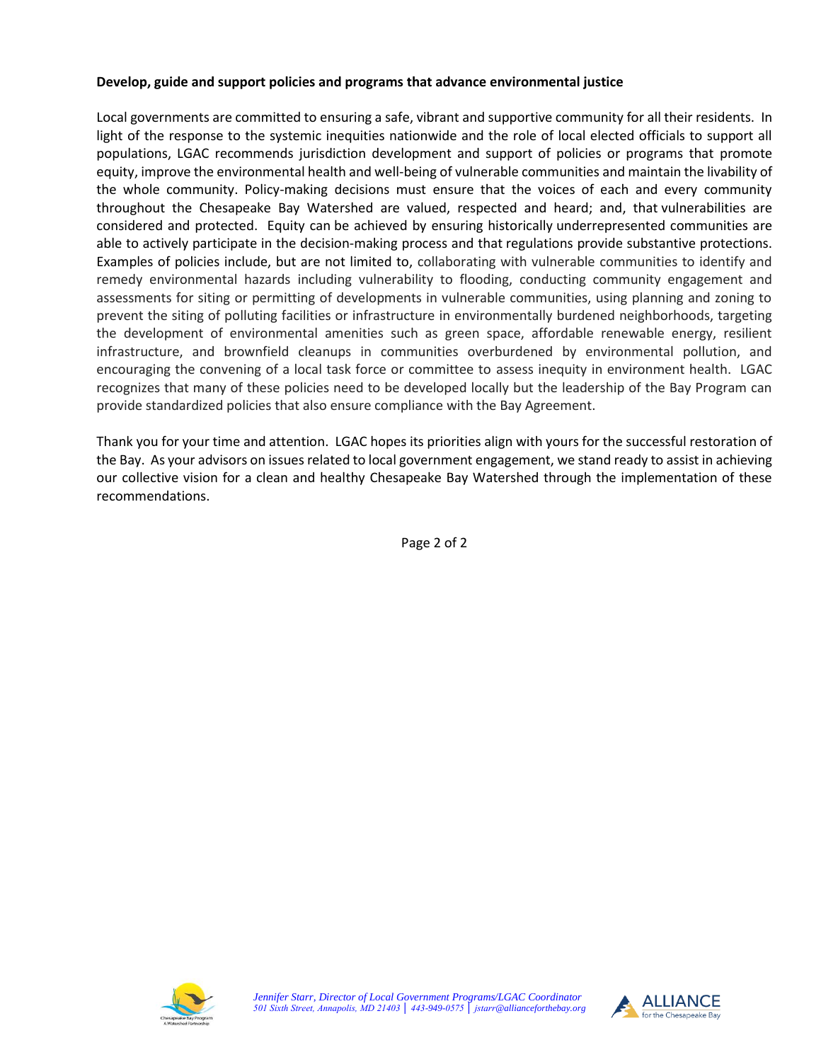**Develop, guide and support policies and programs that advance environmental justice**

Local governments are committed to ensuring a safe, vibrant and supportive community for all their residents. In light of the response to the systemic inequities nationwide and the role of local elected officials to support all populations, LGAC recommends jurisdiction development and support of policies or programs that promote equity, improve the environmental health and well-being of vulnerable communities and maintain the livability of the whole community. Policy-making decisions must ensure that the voices of each and every community throughout the Chesapeake Bay Watershed are valued, respected and heard; and, that vulnerabilities are considered and protected. Equity can be achieved by ensuring historically underrepresented communities are able to actively participate in the decision-making process and that regulations provide substantive protections. Examples of policies include, but are not limited to, collaborating with vulnerable communities to identify and remedy environmental hazards including vulnerability to flooding, conducting community engagement and assessments for siting or permitting of developments in vulnerable communities, using planning and zoning to prevent the siting of polluting facilities or infrastructure in environmentally burdened neighborhoods, targeting the development of environmental amenities such as green space, affordable renewable energy, resilient infrastructure, and brownfield cleanups in communities overburdened by environmental pollution, and encouraging the convening of a local task force or committee to assess inequity in environment health. LGAC recognizes that many of these policies need to be developed locally but the leadership of the Bay Program can provide standardized policies that also ensure compliance with the Bay Agreement.

Thank you for your time and attention. LGAC hopes its priorities align with yours for the successful restoration of the Bay. As your advisors on issues related to local government engagement, we stand ready to assist in achieving our collective vision for a clean and healthy Chesapeake Bay Watershed through the implementation of these recommendations.

*Jennifer Starr, Director of Local Government Programs/LGAC Coordinator*
*501 Sixth Street, Annapolis, MD 21403 | 443-949-0575 | jstarr@allianceforthebay.org*